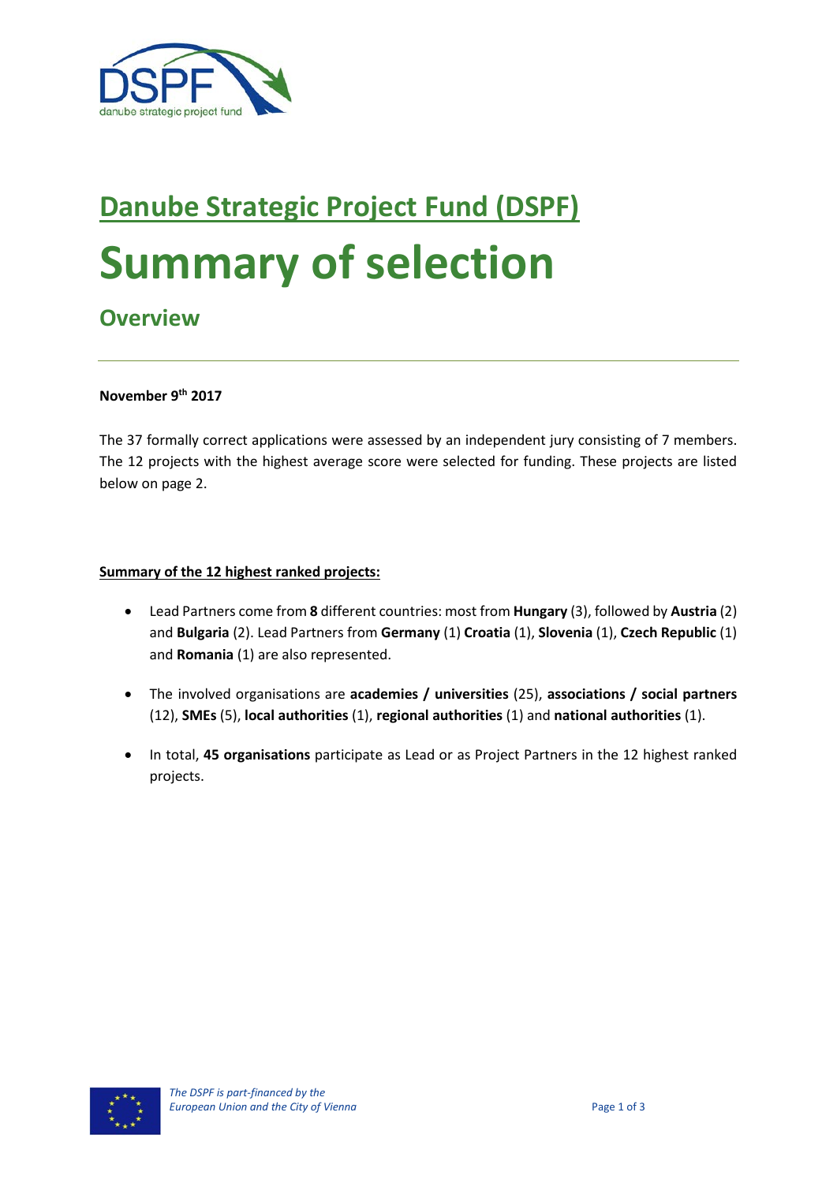# Danube Strategic Project Fund (DSPF)

# Summary of selection

## Overview

**November 9th 2017**

The 37 formally correct applications were assessed by an independent jury consisting of 7 members. The 12 projects with the highest average score were selected for funding. These projects are listed below on page 2.

**Summary of the 12 highest ranked projects:**

- Lead Partners come from **8** different countries: most from **Hungary** (3), followed by **Austria** (2) and **Bulgaria** (2). Lead Partners from **Germany** (1) **Croatia** (1), **Slovenia** (1), **Czech Republic** (1) and **Romania** (1) are also represented.
- The involved organisations are **academies / universities** (25), **associations / social partners** (12), **SMEs** (5), **local authorities** (1), **regional authorities** (1) and **national authorities** (1).
- In total, **45 organisations** participate as Lead or as Project Partners in the 12 highest ranked projects.

*The DSPF is part-financed by the European Union and the City of Vienna*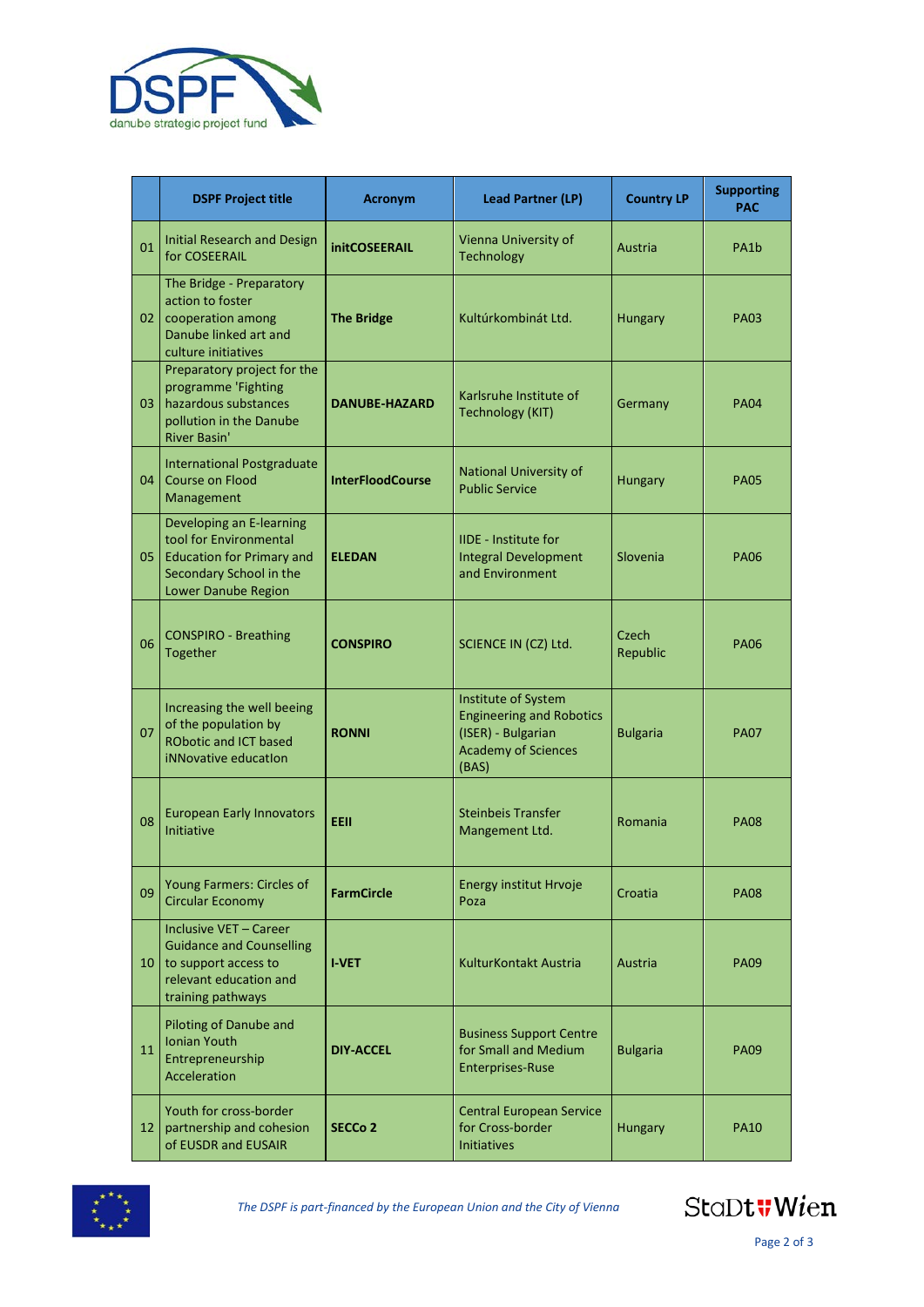| | DSPF Project title | Acronym | Lead Partner (LP) | Country LP | Supporting PAC |
|---|---|---|---|---|---|
| 01 | Initial Research and Design for COSEERAIL | **initCOSEERAIL** | Vienna University of Technology | Austria | PA1b |
| 02 | The Bridge - Preparatory action to foster cooperation among Danube linked art and culture initiatives | **The Bridge** | Kultúrkombinát Ltd. | Hungary | PA03 |
| 03 | Preparatory project for the programme 'Fighting hazardous substances pollution in the Danube River Basin' | **DANUBE-HAZARD** | Karlsruhe Institute of Technology (KIT) | Germany | PA04 |
| 04 | International Postgraduate Course on Flood Management | **InterFloodCourse** | National University of Public Service | Hungary | PA05 |
| 05 | Developing an E-learning tool for Environmental Education for Primary and Secondary School in the Lower Danube Region | **ELEDAN** | IIDE - Institute for Integral Development and Environment | Slovenia | PA06 |
| 06 | CONSPIRO - Breathing Together | **CONSPIRO** | SCIENCE IN (CZ) Ltd. | Czech Republic | PA06 |
| 07 | Increasing the well beeing of the population by RObotic and ICT based iNNovative educatIon | **RONNI** | Institute of System Engineering and Robotics (ISER) - Bulgarian Academy of Sciences (BAS) | Bulgaria | PA07 |
| 08 | European Early Innovators Initiative | **EEII** | Steinbeis Transfer Mangement Ltd. | Romania | PA08 |
| 09 | Young Farmers: Circles of Circular Economy | **FarmCircle** | Energy institut Hrvoje Poza | Croatia | PA08 |
| 10 | Inclusive VET – Career Guidance and Counselling to support access to relevant education and training pathways | **I-VET** | KulturKontakt Austria | Austria | PA09 |
| 11 | Piloting of Danube and Ionian Youth Entrepreneurship Acceleration | **DIY-ACCEL** | Business Support Centre for Small and Medium Enterprises-Ruse | Bulgaria | PA09 |
| 12 | Youth for cross-border partnership and cohesion of EUSDR and EUSAIR | **SECCo 2** | Central European Service for Cross-border Initiatives | Hungary | PA10 |

*The DSPF is part-financed by the European Union and the City of Vienna*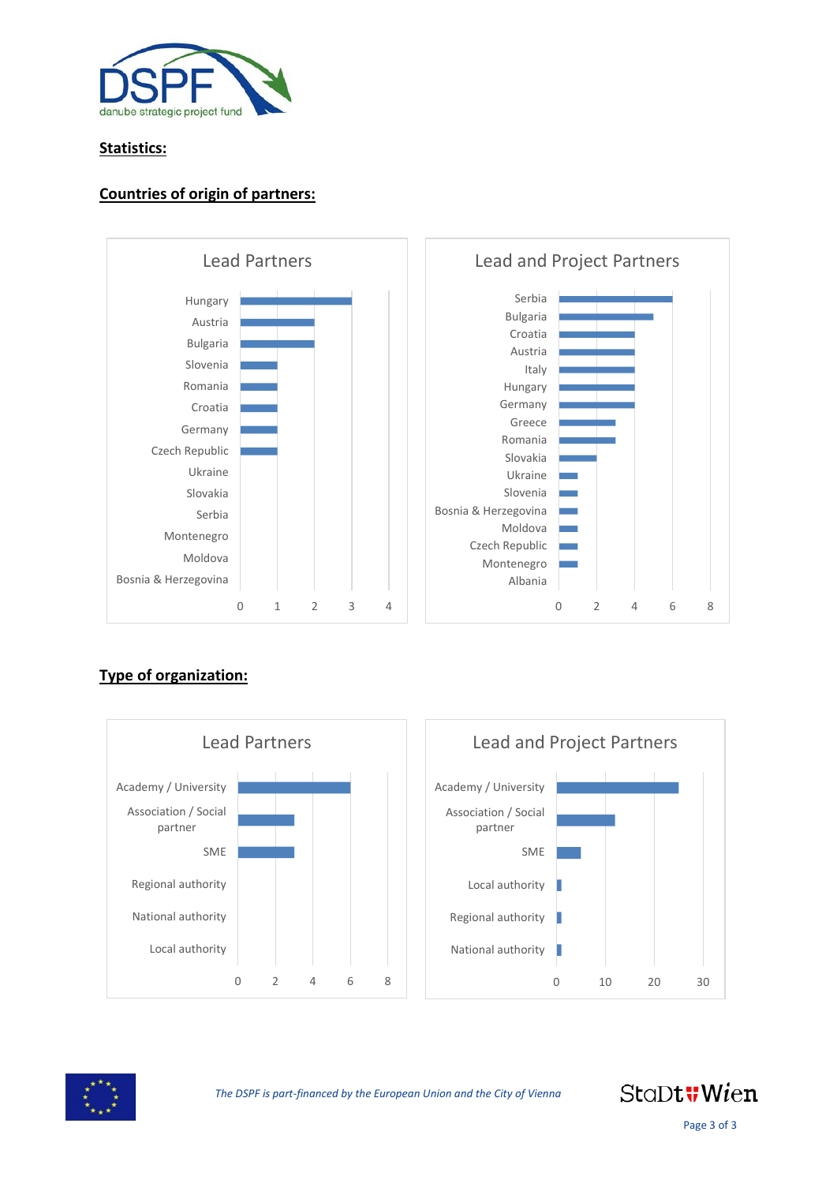**Statistics:**

## Countries of origin of partners:

Lead Partners

Hungary
Austria
Bulgaria
Slovenia
Romania
Croatia
Germany
Czech Republic
Ukraine
Slovakia
Serbia
Montenegro
Moldova
Bosnia & Herzegovina

0 1 2 3 4

Lead and Project Partners

Serbia
Bulgaria
Croatia
Austria
Italy
Hungary
Germany
Greece
Romania
Slovakia
Ukraine
Slovenia
Bosnia & Herzegovina
Moldova
Czech Republic
Montenegro
Albania

0 2 4 6 8

## Type of organization:

Lead Partners

Academy / University
Association / Social partner
SME
Regional authority
National authority
Local authority

0 2 4 6 8

Lead and Project Partners

Academy / University
Association / Social partner
SME
Local authority
Regional authority
National authority

0 10 20 30

*The DSPF is part-financed by the European Union and the City of Vienna*